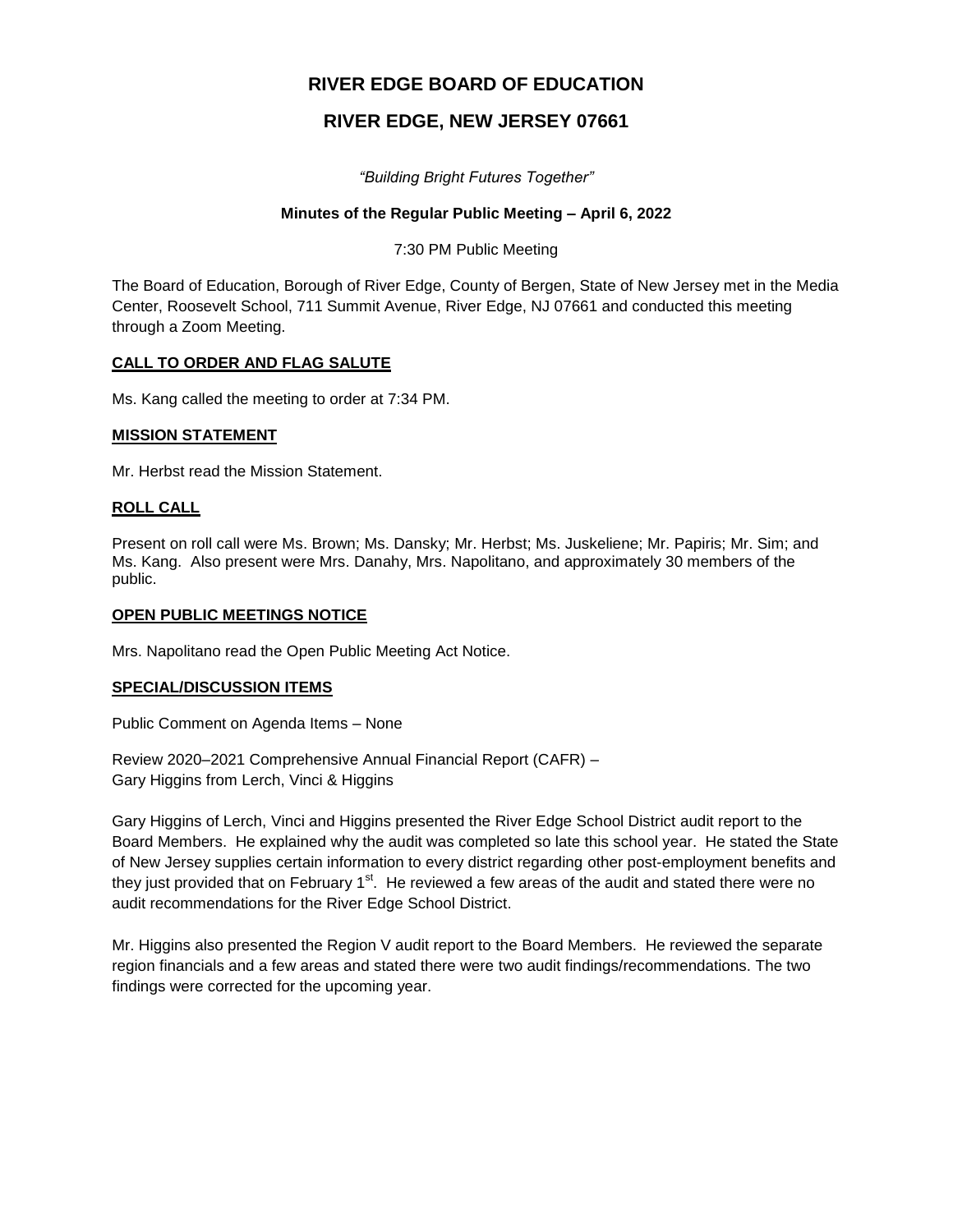# RIVER EDGE BOARD OF EDUCATION

## RIVER EDGE, NEW JERSEY 07661

*"Building Bright Futures Together"*

**Minutes of the Regular Public Meeting – April 6, 2022**

7:30 PM Public Meeting

The Board of Education, Borough of River Edge, County of Bergen, State of New Jersey met in the Media Center, Roosevelt School, 711 Summit Avenue, River Edge, NJ 07661 and conducted this meeting through a Zoom Meeting.

### CALL TO ORDER AND FLAG SALUTE

Ms. Kang called the meeting to order at 7:34 PM.

### MISSION STATEMENT

Mr. Herbst read the Mission Statement.

### ROLL CALL

Present on roll call were Ms. Brown; Ms. Dansky; Mr. Herbst; Ms. Juskeliene; Mr. Papiris; Mr. Sim; and Ms. Kang. Also present were Mrs. Danahy, Mrs. Napolitano, and approximately 30 members of the public.

### OPEN PUBLIC MEETINGS NOTICE

Mrs. Napolitano read the Open Public Meeting Act Notice.

### SPECIAL/DISCUSSION ITEMS

Public Comment on Agenda Items – None

Review 2020–2021 Comprehensive Annual Financial Report (CAFR) –
Gary Higgins from Lerch, Vinci & Higgins

Gary Higgins of Lerch, Vinci and Higgins presented the River Edge School District audit report to the Board Members. He explained why the audit was completed so late this school year. He stated the State of New Jersey supplies certain information to every district regarding other post-employment benefits and they just provided that on February 1st. He reviewed a few areas of the audit and stated there were no audit recommendations for the River Edge School District.

Mr. Higgins also presented the Region V audit report to the Board Members. He reviewed the separate region financials and a few areas and stated there were two audit findings/recommendations. The two findings were corrected for the upcoming year.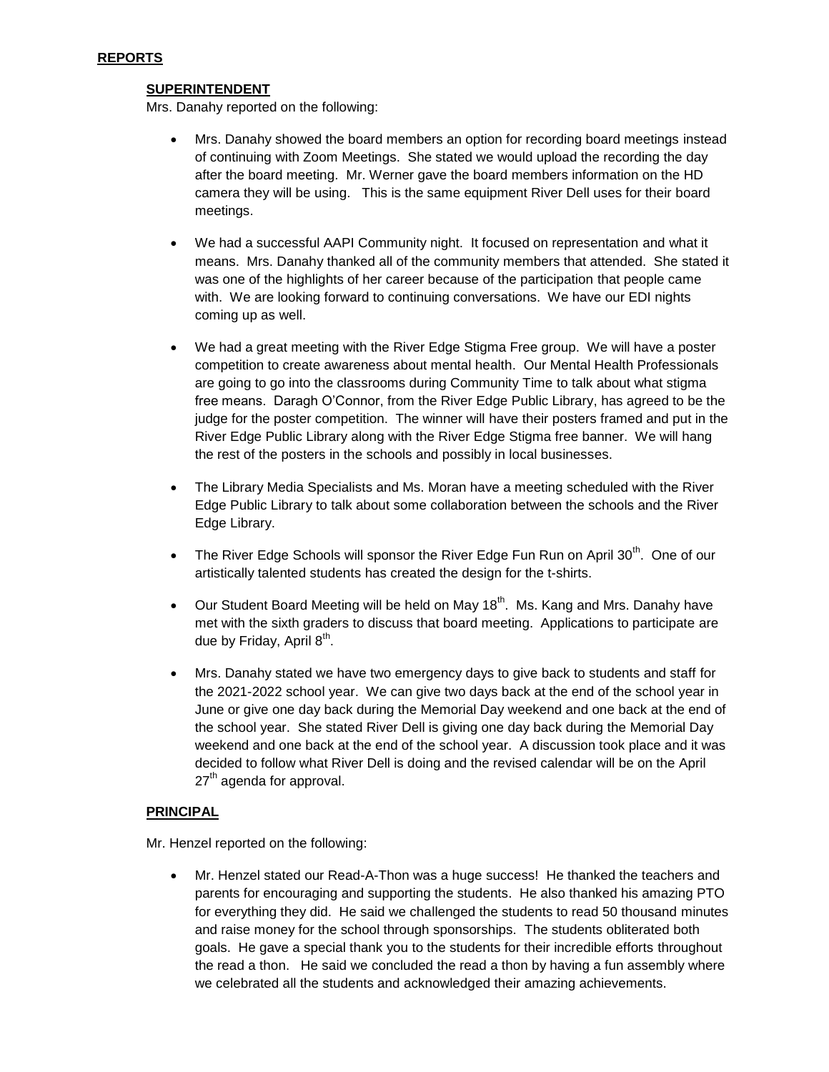## REPORTS

### SUPERINTENDENT

Mrs. Danahy reported on the following:

- Mrs. Danahy showed the board members an option for recording board meetings instead of continuing with Zoom Meetings. She stated we would upload the recording the day after the board meeting. Mr. Werner gave the board members information on the HD camera they will be using. This is the same equipment River Dell uses for their board meetings.

- We had a successful AAPI Community night. It focused on representation and what it means. Mrs. Danahy thanked all of the community members that attended. She stated it was one of the highlights of her career because of the participation that people came with. We are looking forward to continuing conversations. We have our EDI nights coming up as well.

- We had a great meeting with the River Edge Stigma Free group. We will have a poster competition to create awareness about mental health. Our Mental Health Professionals are going to go into the classrooms during Community Time to talk about what stigma free means. Daragh O'Connor, from the River Edge Public Library, has agreed to be the judge for the poster competition. The winner will have their posters framed and put in the River Edge Public Library along with the River Edge Stigma free banner. We will hang the rest of the posters in the schools and possibly in local businesses.

- The Library Media Specialists and Ms. Moran have a meeting scheduled with the River Edge Public Library to talk about some collaboration between the schools and the River Edge Library.

- The River Edge Schools will sponsor the River Edge Fun Run on April 30th. One of our artistically talented students has created the design for the t-shirts.

- Our Student Board Meeting will be held on May 18th. Ms. Kang and Mrs. Danahy have met with the sixth graders to discuss that board meeting. Applications to participate are due by Friday, April 8th.

- Mrs. Danahy stated we have two emergency days to give back to students and staff for the 2021-2022 school year. We can give two days back at the end of the school year in June or give one day back during the Memorial Day weekend and one back at the end of the school year. She stated River Dell is giving one day back during the Memorial Day weekend and one back at the end of the school year. A discussion took place and it was decided to follow what River Dell is doing and the revised calendar will be on the April 27th agenda for approval.

### PRINCIPAL

Mr. Henzel reported on the following:

- Mr. Henzel stated our Read-A-Thon was a huge success! He thanked the teachers and parents for encouraging and supporting the students. He also thanked his amazing PTO for everything they did. He said we challenged the students to read 50 thousand minutes and raise money for the school through sponsorships. The students obliterated both goals. He gave a special thank you to the students for their incredible efforts throughout the read a thon. He said we concluded the read a thon by having a fun assembly where we celebrated all the students and acknowledged their amazing achievements.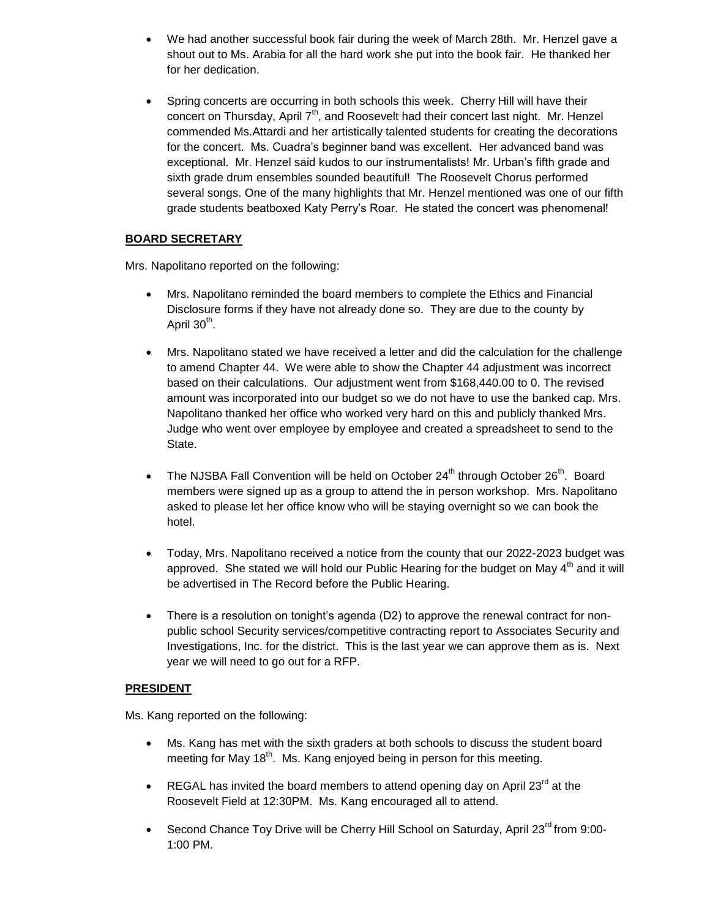- We had another successful book fair during the week of March 28th. Mr. Henzel gave a shout out to Ms. Arabia for all the hard work she put into the book fair. He thanked her for her dedication.

- Spring concerts are occurring in both schools this week. Cherry Hill will have their concert on Thursday, April 7th, and Roosevelt had their concert last night. Mr. Henzel commended Ms.Attardi and her artistically talented students for creating the decorations for the concert. Ms. Cuadra's beginner band was excellent. Her advanced band was exceptional. Mr. Henzel said kudos to our instrumentalists! Mr. Urban's fifth grade and sixth grade drum ensembles sounded beautiful! The Roosevelt Chorus performed several songs. One of the many highlights that Mr. Henzel mentioned was one of our fifth grade students beatboxed Katy Perry's Roar. He stated the concert was phenomenal!

**BOARD SECRETARY**

Mrs. Napolitano reported on the following:

- Mrs. Napolitano reminded the board members to complete the Ethics and Financial Disclosure forms if they have not already done so. They are due to the county by April 30th.

- Mrs. Napolitano stated we have received a letter and did the calculation for the challenge to amend Chapter 44. We were able to show the Chapter 44 adjustment was incorrect based on their calculations. Our adjustment went from $168,440.00 to 0. The revised amount was incorporated into our budget so we do not have to use the banked cap. Mrs. Napolitano thanked her office who worked very hard on this and publicly thanked Mrs. Judge who went over employee by employee and created a spreadsheet to send to the State.

- The NJSBA Fall Convention will be held on October 24th through October 26th. Board members were signed up as a group to attend the in person workshop. Mrs. Napolitano asked to please let her office know who will be staying overnight so we can book the hotel.

- Today, Mrs. Napolitano received a notice from the county that our 2022-2023 budget was approved. She stated we will hold our Public Hearing for the budget on May 4th and it will be advertised in The Record before the Public Hearing.

- There is a resolution on tonight's agenda (D2) to approve the renewal contract for non-public school Security services/competitive contracting report to Associates Security and Investigations, Inc. for the district. This is the last year we can approve them as is. Next year we will need to go out for a RFP.

**PRESIDENT**

Ms. Kang reported on the following:

- Ms. Kang has met with the sixth graders at both schools to discuss the student board meeting for May 18th. Ms. Kang enjoyed being in person for this meeting.

- REGAL has invited the board members to attend opening day on April 23rd at the Roosevelt Field at 12:30PM. Ms. Kang encouraged all to attend.

- Second Chance Toy Drive will be Cherry Hill School on Saturday, April 23rd from 9:00-1:00 PM.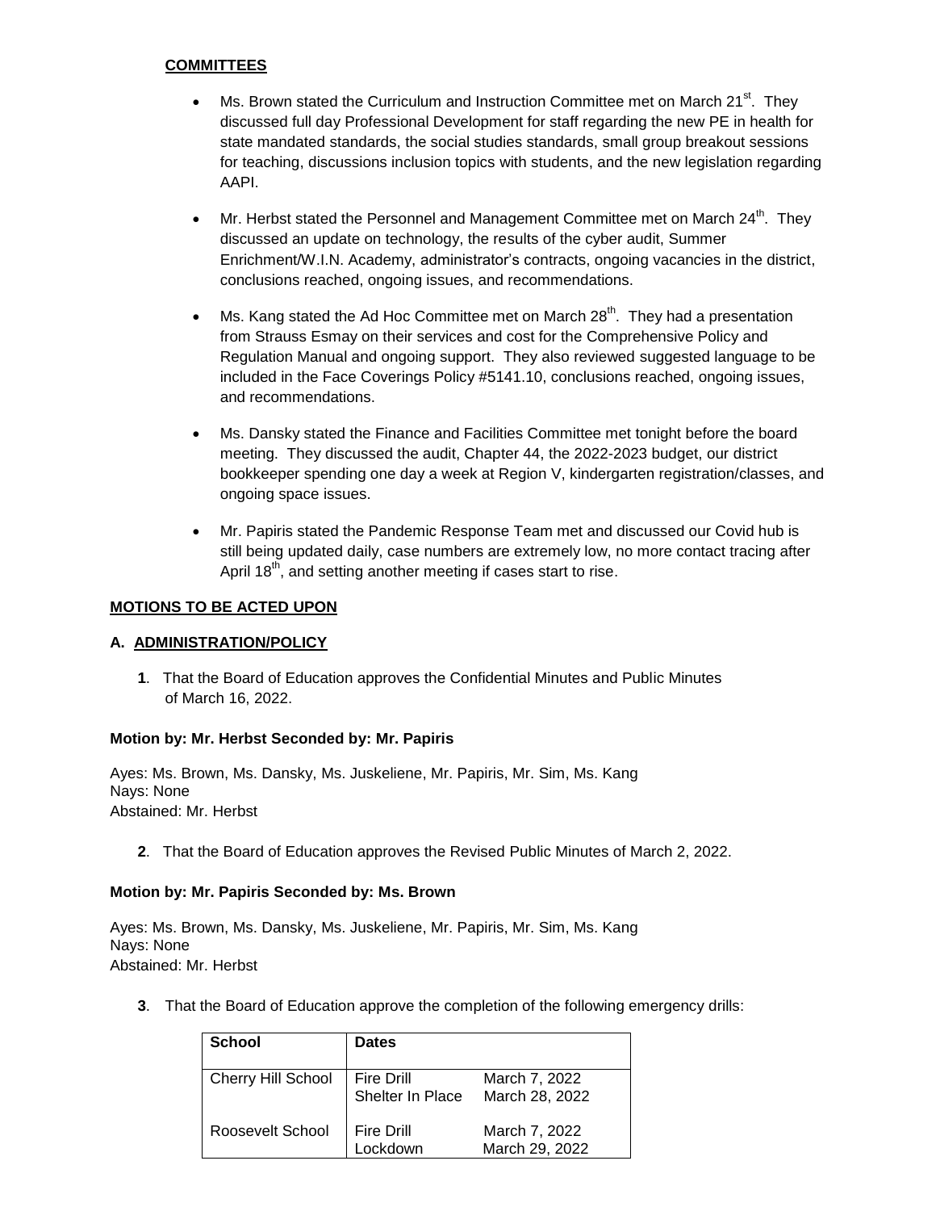**COMMITTEES**

- Ms. Brown stated the Curriculum and Instruction Committee met on March 21st. They discussed full day Professional Development for staff regarding the new PE in health for state mandated standards, the social studies standards, small group breakout sessions for teaching, discussions inclusion topics with students, and the new legislation regarding AAPI.

- Mr. Herbst stated the Personnel and Management Committee met on March 24th. They discussed an update on technology, the results of the cyber audit, Summer Enrichment/W.I.N. Academy, administrator's contracts, ongoing vacancies in the district, conclusions reached, ongoing issues, and recommendations.

- Ms. Kang stated the Ad Hoc Committee met on March 28th. They had a presentation from Strauss Esmay on their services and cost for the Comprehensive Policy and Regulation Manual and ongoing support. They also reviewed suggested language to be included in the Face Coverings Policy #5141.10, conclusions reached, ongoing issues, and recommendations.

- Ms. Dansky stated the Finance and Facilities Committee met tonight before the board meeting. They discussed the audit, Chapter 44, the 2022-2023 budget, our district bookkeeper spending one day a week at Region V, kindergarten registration/classes, and ongoing space issues.

- Mr. Papiris stated the Pandemic Response Team met and discussed our Covid hub is still being updated daily, case numbers are extremely low, no more contact tracing after April 18th, and setting another meeting if cases start to rise.

**MOTIONS TO BE ACTED UPON**

**A. ADMINISTRATION/POLICY**

**1**. That the Board of Education approves the Confidential Minutes and Public Minutes of March 16, 2022.

**Motion by: Mr. Herbst Seconded by: Mr. Papiris**

Ayes: Ms. Brown, Ms. Dansky, Ms. Juskeliene, Mr. Papiris, Mr. Sim, Ms. Kang
Nays: None
Abstained: Mr. Herbst

**2**. That the Board of Education approves the Revised Public Minutes of March 2, 2022.

**Motion by: Mr. Papiris Seconded by: Ms. Brown**

Ayes: Ms. Brown, Ms. Dansky, Ms. Juskeliene, Mr. Papiris, Mr. Sim, Ms. Kang
Nays: None
Abstained: Mr. Herbst

**3**. That the Board of Education approve the completion of the following emergency drills:

| School | Dates | |
|---|---|---|
| Cherry Hill School | Fire Drill<br>Shelter In Place | March 7, 2022<br>March 28, 2022 |
| Roosevelt School | Fire Drill<br>Lockdown | March 7, 2022<br>March 29, 2022 |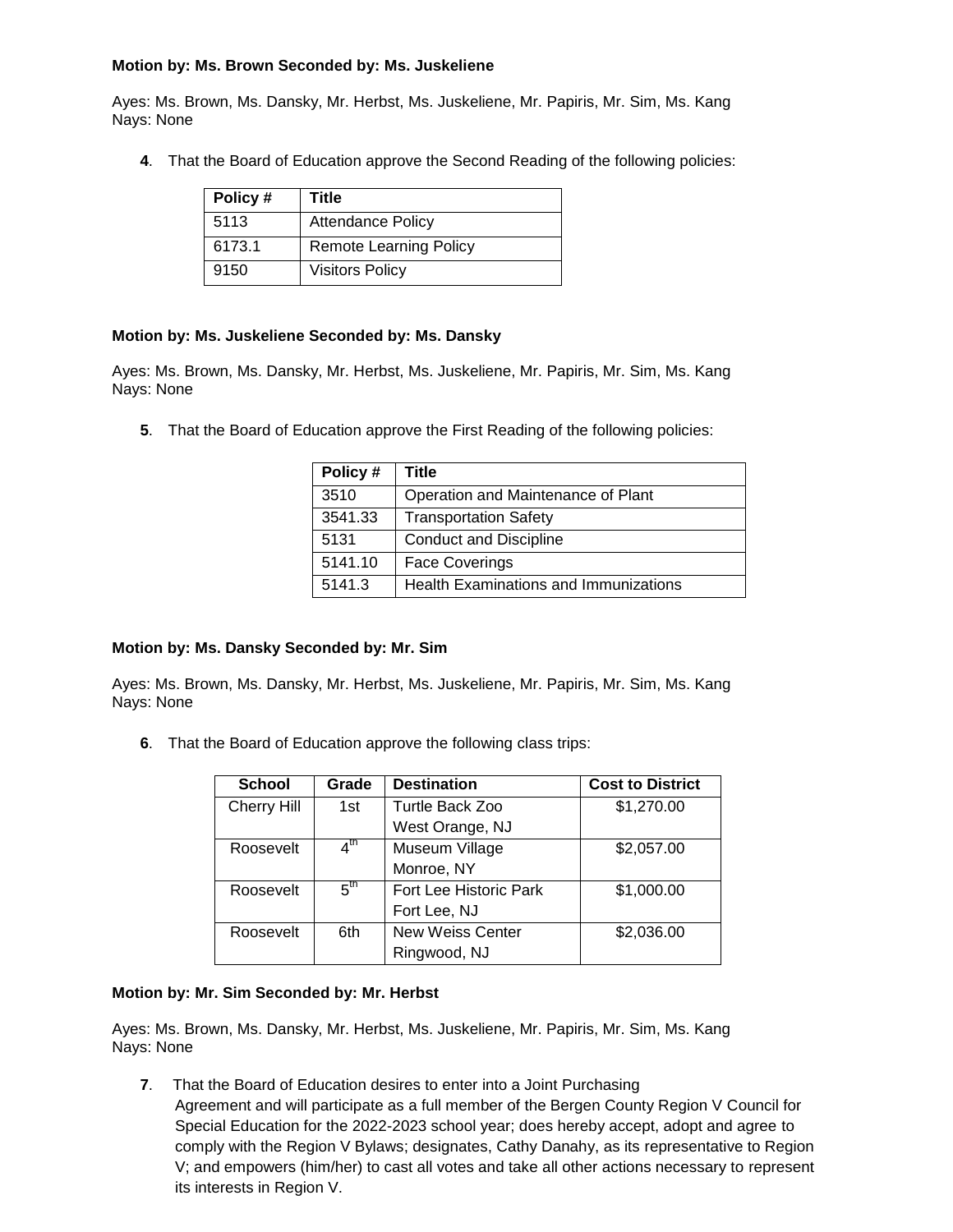**Motion by: Ms. Brown Seconded by: Ms. Juskeliene**

Ayes: Ms. Brown, Ms. Dansky, Mr. Herbst, Ms. Juskeliene, Mr. Papiris, Mr. Sim, Ms. Kang
Nays: None

**4**. That the Board of Education approve the Second Reading of the following policies:

| Policy # | Title |
|---|---|
| 5113 | Attendance Policy |
| 6173.1 | Remote Learning Policy |
| 9150 | Visitors Policy |

**Motion by: Ms. Juskeliene Seconded by: Ms. Dansky**

Ayes: Ms. Brown, Ms. Dansky, Mr. Herbst, Ms. Juskeliene, Mr. Papiris, Mr. Sim, Ms. Kang
Nays: None

**5**. That the Board of Education approve the First Reading of the following policies:

| Policy # | Title |
|---|---|
| 3510 | Operation and Maintenance of Plant |
| 3541.33 | Transportation Safety |
| 5131 | Conduct and Discipline |
| 5141.10 | Face Coverings |
| 5141.3 | Health Examinations and Immunizations |

**Motion by: Ms. Dansky Seconded by: Mr. Sim**

Ayes: Ms. Brown, Ms. Dansky, Mr. Herbst, Ms. Juskeliene, Mr. Papiris, Mr. Sim, Ms. Kang
Nays: None

**6**. That the Board of Education approve the following class trips:

| School | Grade | Destination | Cost to District |
|---|---|---|---|
| Cherry Hill | 1st | Turtle Back Zoo<br>West Orange, NJ | $1,270.00 |
| Roosevelt | 4th | Museum Village<br>Monroe, NY | $2,057.00 |
| Roosevelt | 5th | Fort Lee Historic Park<br>Fort Lee, NJ | $1,000.00 |
| Roosevelt | 6th | New Weiss Center<br>Ringwood, NJ | $2,036.00 |

**Motion by: Mr. Sim Seconded by: Mr. Herbst**

Ayes: Ms. Brown, Ms. Dansky, Mr. Herbst, Ms. Juskeliene, Mr. Papiris, Mr. Sim, Ms. Kang
Nays: None

**7**. That the Board of Education desires to enter into a Joint Purchasing Agreement and will participate as a full member of the Bergen County Region V Council for Special Education for the 2022-2023 school year; does hereby accept, adopt and agree to comply with the Region V Bylaws; designates, Cathy Danahy, as its representative to Region V; and empowers (him/her) to cast all votes and take all other actions necessary to represent its interests in Region V.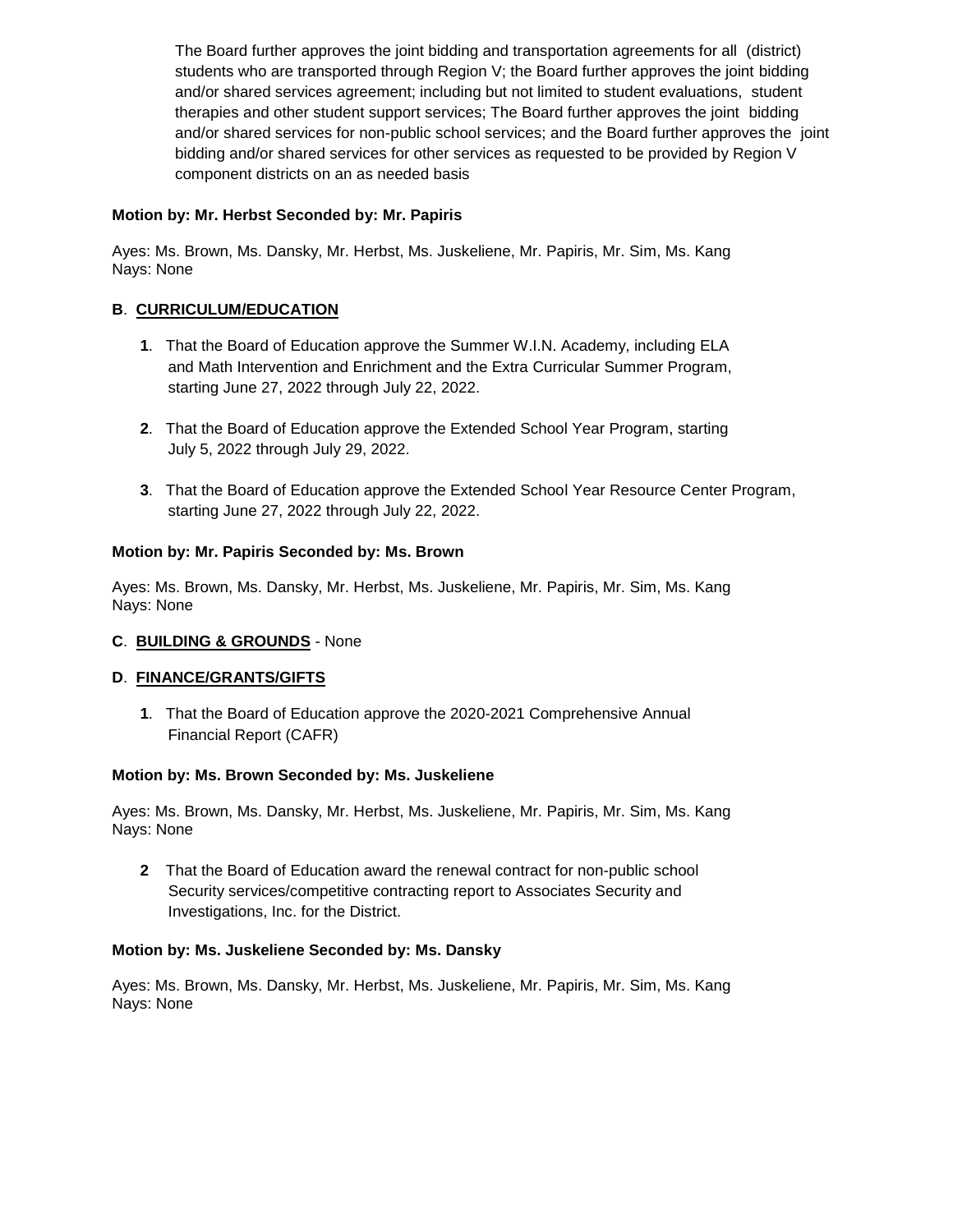The Board further approves the joint bidding and transportation agreements for all (district) students who are transported through Region V; the Board further approves the joint bidding and/or shared services agreement; including but not limited to student evaluations, student therapies and other student support services; The Board further approves the joint bidding and/or shared services for non-public school services; and the Board further approves the joint bidding and/or shared services for other services as requested to be provided by Region V component districts on an as needed basis

**Motion by: Mr. Herbst Seconded by: Mr. Papiris**

Ayes: Ms. Brown, Ms. Dansky, Mr. Herbst, Ms. Juskeliene, Mr. Papiris, Mr. Sim, Ms. Kang
Nays: None

**B**. **CURRICULUM/EDUCATION**

**1**. That the Board of Education approve the Summer W.I.N. Academy, including ELA and Math Intervention and Enrichment and the Extra Curricular Summer Program, starting June 27, 2022 through July 22, 2022.

**2**. That the Board of Education approve the Extended School Year Program, starting July 5, 2022 through July 29, 2022.

**3**. That the Board of Education approve the Extended School Year Resource Center Program, starting June 27, 2022 through July 22, 2022.

**Motion by: Mr. Papiris Seconded by: Ms. Brown**

Ayes: Ms. Brown, Ms. Dansky, Mr. Herbst, Ms. Juskeliene, Mr. Papiris, Mr. Sim, Ms. Kang
Nays: None

**C**. **BUILDING & GROUNDS** - None

**D**. **FINANCE/GRANTS/GIFTS**

**1**. That the Board of Education approve the 2020-2021 Comprehensive Annual Financial Report (CAFR)

**Motion by: Ms. Brown Seconded by: Ms. Juskeliene**

Ayes: Ms. Brown, Ms. Dansky, Mr. Herbst, Ms. Juskeliene, Mr. Papiris, Mr. Sim, Ms. Kang
Nays: None

**2** That the Board of Education award the renewal contract for non-public school Security services/competitive contracting report to Associates Security and Investigations, Inc. for the District.

**Motion by: Ms. Juskeliene Seconded by: Ms. Dansky**

Ayes: Ms. Brown, Ms. Dansky, Mr. Herbst, Ms. Juskeliene, Mr. Papiris, Mr. Sim, Ms. Kang
Nays: None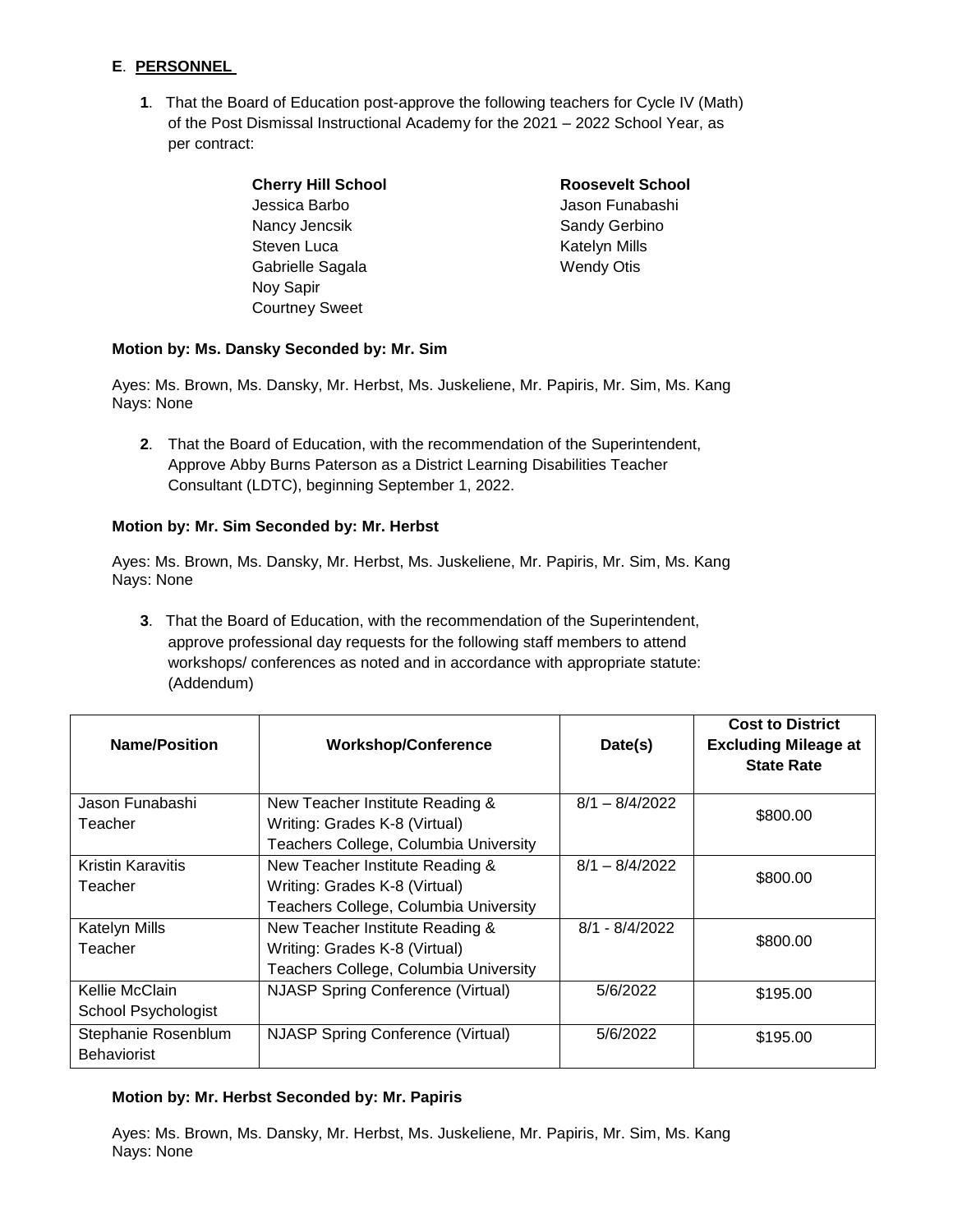**E**. **PERSONNEL**

**1**. That the Board of Education post-approve the following teachers for Cycle IV (Math) of the Post Dismissal Instructional Academy for the 2021 – 2022 School Year, as per contract:

**Cherry Hill School**
Jessica Barbo
Nancy Jencsik
Steven Luca
Gabrielle Sagala
Noy Sapir
Courtney Sweet

**Roosevelt School**
Jason Funabashi
Sandy Gerbino
Katelyn Mills
Wendy Otis

**Motion by: Ms. Dansky Seconded by: Mr. Sim**

Ayes: Ms. Brown, Ms. Dansky, Mr. Herbst, Ms. Juskeliene, Mr. Papiris, Mr. Sim, Ms. Kang
Nays: None

**2**. That the Board of Education, with the recommendation of the Superintendent, Approve Abby Burns Paterson as a District Learning Disabilities Teacher Consultant (LDTC), beginning September 1, 2022.

**Motion by: Mr. Sim Seconded by: Mr. Herbst**

Ayes: Ms. Brown, Ms. Dansky, Mr. Herbst, Ms. Juskeliene, Mr. Papiris, Mr. Sim, Ms. Kang
Nays: None

**3**. That the Board of Education, with the recommendation of the Superintendent, approve professional day requests for the following staff members to attend workshops/ conferences as noted and in accordance with appropriate statute: (Addendum)

| Name/Position | Workshop/Conference | Date(s) | Cost to District Excluding Mileage at State Rate |
|---|---|---|---|
| Jason Funabashi Teacher | New Teacher Institute Reading & Writing: Grades K-8 (Virtual) Teachers College, Columbia University | 8/1 – 8/4/2022 | $800.00 |
| Kristin Karavitis Teacher | New Teacher Institute Reading & Writing: Grades K-8 (Virtual) Teachers College, Columbia University | 8/1 – 8/4/2022 | $800.00 |
| Katelyn Mills Teacher | New Teacher Institute Reading & Writing: Grades K-8 (Virtual) Teachers College, Columbia University | 8/1 - 8/4/2022 | $800.00 |
| Kellie McClain School Psychologist | NJASP Spring Conference (Virtual) | 5/6/2022 | $195.00 |
| Stephanie Rosenblum Behaviorist | NJASP Spring Conference (Virtual) | 5/6/2022 | $195.00 |

**Motion by: Mr. Herbst Seconded by: Mr. Papiris**

Ayes: Ms. Brown, Ms. Dansky, Mr. Herbst, Ms. Juskeliene, Mr. Papiris, Mr. Sim, Ms. Kang
Nays: None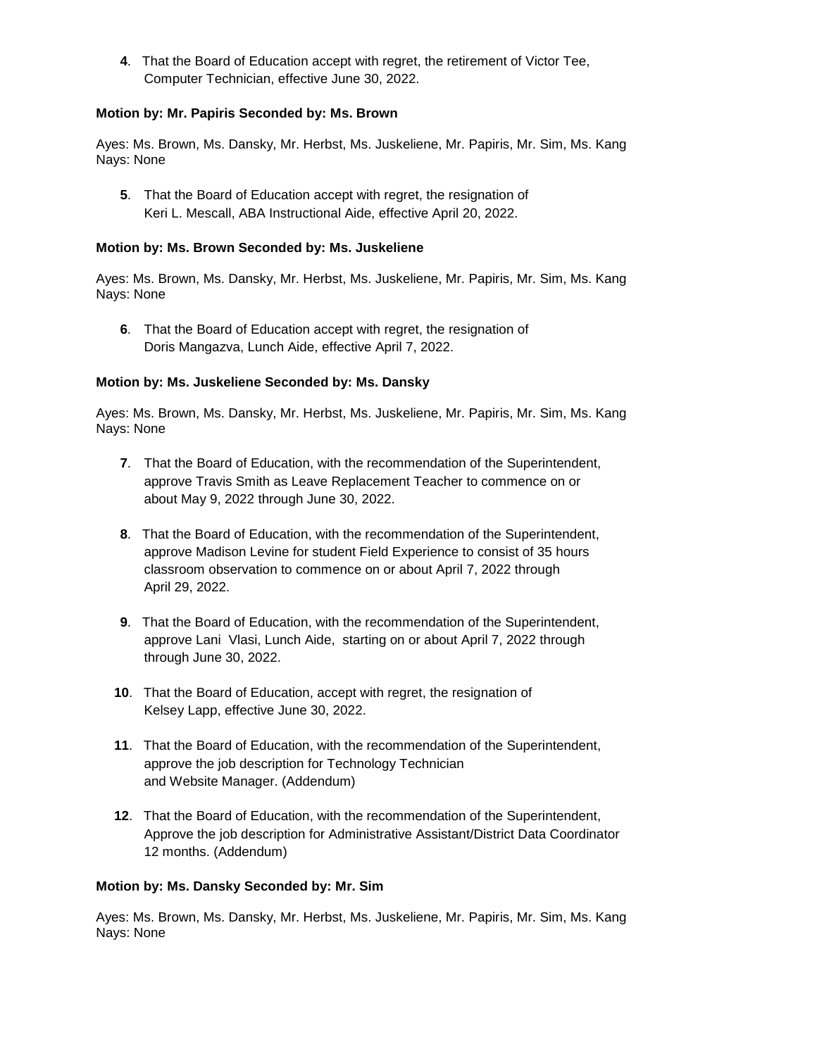**4**. That the Board of Education accept with regret, the retirement of Victor Tee, Computer Technician, effective June 30, 2022.

**Motion by: Mr. Papiris Seconded by: Ms. Brown**

Ayes: Ms. Brown, Ms. Dansky, Mr. Herbst, Ms. Juskeliene, Mr. Papiris, Mr. Sim, Ms. Kang
Nays: None

**5**. That the Board of Education accept with regret, the resignation of Keri L. Mescall, ABA Instructional Aide, effective April 20, 2022.

**Motion by: Ms. Brown Seconded by: Ms. Juskeliene**

Ayes: Ms. Brown, Ms. Dansky, Mr. Herbst, Ms. Juskeliene, Mr. Papiris, Mr. Sim, Ms. Kang
Nays: None

**6**. That the Board of Education accept with regret, the resignation of Doris Mangazva, Lunch Aide, effective April 7, 2022.

**Motion by: Ms. Juskeliene Seconded by: Ms. Dansky**

Ayes: Ms. Brown, Ms. Dansky, Mr. Herbst, Ms. Juskeliene, Mr. Papiris, Mr. Sim, Ms. Kang
Nays: None

**7**. That the Board of Education, with the recommendation of the Superintendent, approve Travis Smith as Leave Replacement Teacher to commence on or about May 9, 2022 through June 30, 2022.

**8**. That the Board of Education, with the recommendation of the Superintendent, approve Madison Levine for student Field Experience to consist of 35 hours classroom observation to commence on or about April 7, 2022 through April 29, 2022.

**9**. That the Board of Education, with the recommendation of the Superintendent, approve Lani Vlasi, Lunch Aide, starting on or about April 7, 2022 through through June 30, 2022.

**10**. That the Board of Education, accept with regret, the resignation of Kelsey Lapp, effective June 30, 2022.

**11**. That the Board of Education, with the recommendation of the Superintendent, approve the job description for Technology Technician and Website Manager. (Addendum)

**12**. That the Board of Education, with the recommendation of the Superintendent, Approve the job description for Administrative Assistant/District Data Coordinator 12 months. (Addendum)

**Motion by: Ms. Dansky Seconded by: Mr. Sim**

Ayes: Ms. Brown, Ms. Dansky, Mr. Herbst, Ms. Juskeliene, Mr. Papiris, Mr. Sim, Ms. Kang
Nays: None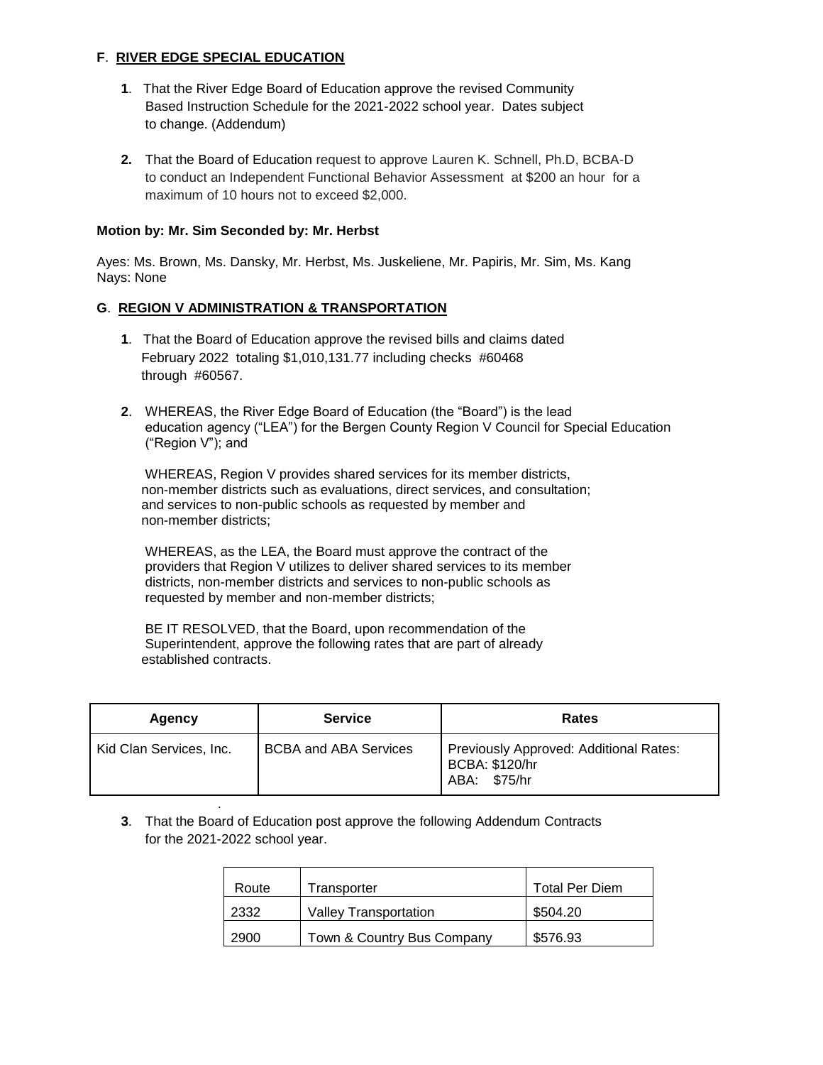**F**. **RIVER EDGE SPECIAL EDUCATION**

**1**. That the River Edge Board of Education approve the revised Community Based Instruction Schedule for the 2021-2022 school year. Dates subject to change. (Addendum)

**2.** That the Board of Education request to approve Lauren K. Schnell, Ph.D, BCBA-D to conduct an Independent Functional Behavior Assessment at $200 an hour for a maximum of 10 hours not to exceed $2,000.

**Motion by: Mr. Sim Seconded by: Mr. Herbst**

Ayes: Ms. Brown, Ms. Dansky, Mr. Herbst, Ms. Juskeliene, Mr. Papiris, Mr. Sim, Ms. Kang
Nays: None

**G**. **REGION V ADMINISTRATION & TRANSPORTATION**

**1**. That the Board of Education approve the revised bills and claims dated February 2022 totaling $1,010,131.77 including checks #60468 through #60567.

**2**. WHEREAS, the River Edge Board of Education (the "Board") is the lead education agency ("LEA") for the Bergen County Region V Council for Special Education ("Region V"); and

WHEREAS, Region V provides shared services for its member districts, non-member districts such as evaluations, direct services, and consultation; and services to non-public schools as requested by member and non-member districts;

WHEREAS, as the LEA, the Board must approve the contract of the providers that Region V utilizes to deliver shared services to its member districts, non-member districts and services to non-public schools as requested by member and non-member districts;

BE IT RESOLVED, that the Board, upon recommendation of the Superintendent, approve the following rates that are part of already established contracts.

| Agency | Service | Rates |
|---|---|---|
| Kid Clan Services, Inc. | BCBA and ABA Services | Previously Approved: Additional Rates:<br>BCBA: $120/hr<br>ABA: $75/hr |

**3**. That the Board of Education post approve the following Addendum Contracts for the 2021-2022 school year.

| Route | Transporter | Total Per Diem |
|---|---|---|
| 2332 | Valley Transportation | $504.20 |
| 2900 | Town & Country Bus Company | $576.93 |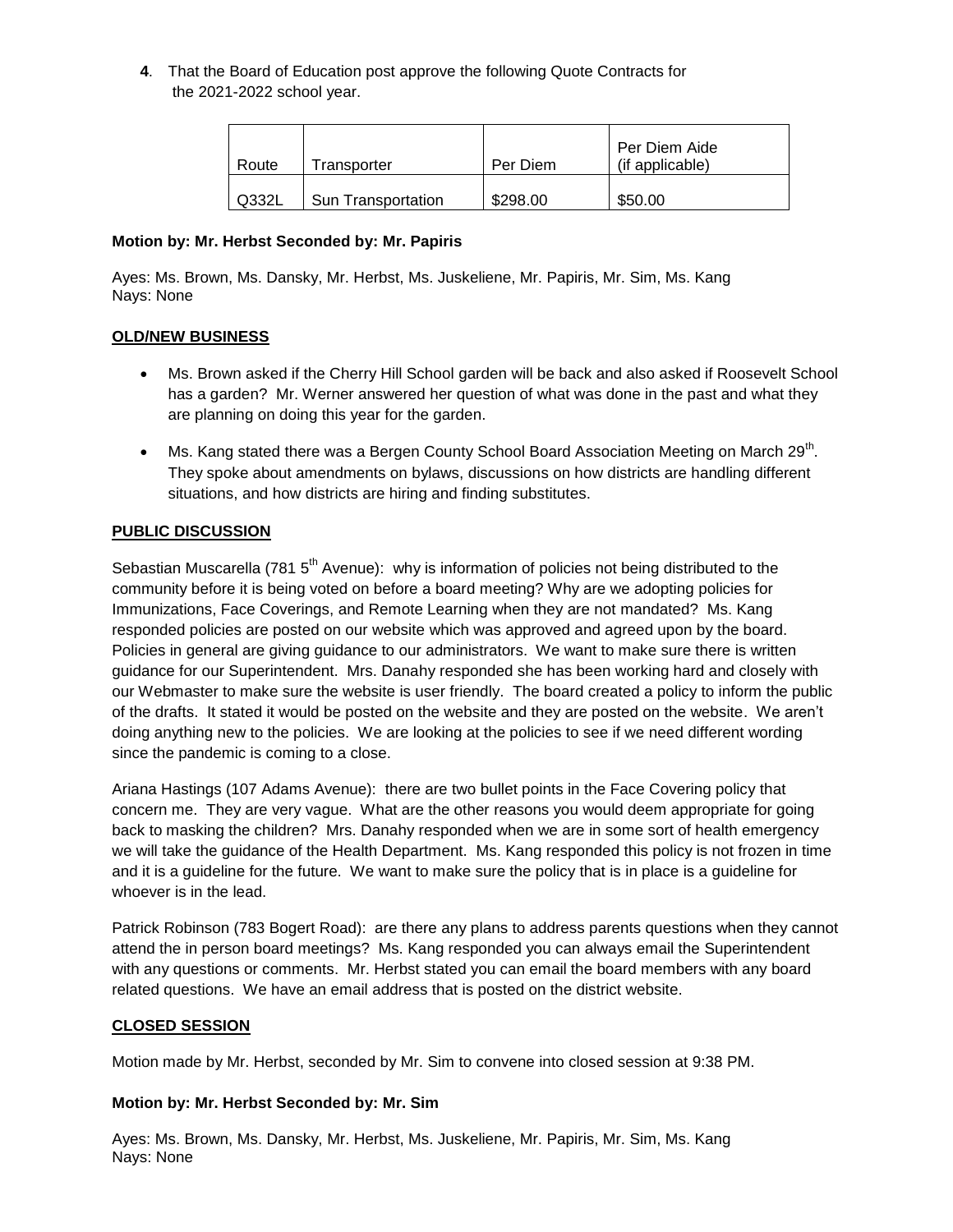**4**. That the Board of Education post approve the following Quote Contracts for the 2021-2022 school year.

| Route | Transporter | Per Diem | Per Diem Aide (if applicable) |
|---|---|---|---|
| Q332L | Sun Transportation | \$298.00 | \$50.00 |

**Motion by: Mr. Herbst Seconded by: Mr. Papiris**

Ayes: Ms. Brown, Ms. Dansky, Mr. Herbst, Ms. Juskeliene, Mr. Papiris, Mr. Sim, Ms. Kang
Nays: None

## OLD/NEW BUSINESS

- Ms. Brown asked if the Cherry Hill School garden will be back and also asked if Roosevelt School has a garden? Mr. Werner answered her question of what was done in the past and what they are planning on doing this year for the garden.
- Ms. Kang stated there was a Bergen County School Board Association Meeting on March 29th. They spoke about amendments on bylaws, discussions on how districts are handling different situations, and how districts are hiring and finding substitutes.

## PUBLIC DISCUSSION

Sebastian Muscarella (781 5th Avenue): why is information of policies not being distributed to the community before it is being voted on before a board meeting? Why are we adopting policies for Immunizations, Face Coverings, and Remote Learning when they are not mandated? Ms. Kang responded policies are posted on our website which was approved and agreed upon by the board. Policies in general are giving guidance to our administrators. We want to make sure there is written guidance for our Superintendent. Mrs. Danahy responded she has been working hard and closely with our Webmaster to make sure the website is user friendly. The board created a policy to inform the public of the drafts. It stated it would be posted on the website and they are posted on the website. We aren't doing anything new to the policies. We are looking at the policies to see if we need different wording since the pandemic is coming to a close.

Ariana Hastings (107 Adams Avenue): there are two bullet points in the Face Covering policy that concern me. They are very vague. What are the other reasons you would deem appropriate for going back to masking the children? Mrs. Danahy responded when we are in some sort of health emergency we will take the guidance of the Health Department. Ms. Kang responded this policy is not frozen in time and it is a guideline for the future. We want to make sure the policy that is in place is a guideline for whoever is in the lead.

Patrick Robinson (783 Bogert Road): are there any plans to address parents questions when they cannot attend the in person board meetings? Ms. Kang responded you can always email the Superintendent with any questions or comments. Mr. Herbst stated you can email the board members with any board related questions. We have an email address that is posted on the district website.

## CLOSED SESSION

Motion made by Mr. Herbst, seconded by Mr. Sim to convene into closed session at 9:38 PM.

**Motion by: Mr. Herbst Seconded by: Mr. Sim**

Ayes: Ms. Brown, Ms. Dansky, Mr. Herbst, Ms. Juskeliene, Mr. Papiris, Mr. Sim, Ms. Kang
Nays: None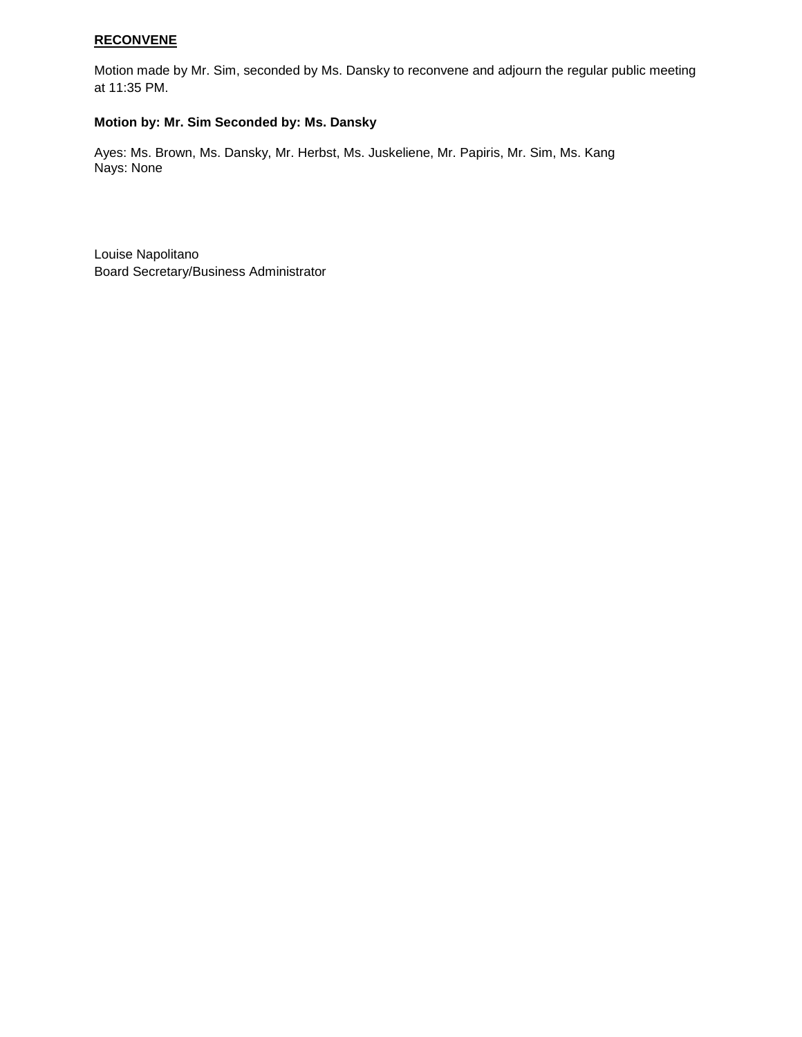**RECONVENE**

Motion made by Mr. Sim, seconded by Ms. Dansky to reconvene and adjourn the regular public meeting at 11:35 PM.

**Motion by: Mr. Sim Seconded by: Ms. Dansky**

Ayes: Ms. Brown, Ms. Dansky, Mr. Herbst, Ms. Juskeliene, Mr. Papiris, Mr. Sim, Ms. Kang
Nays: None

Louise Napolitano
Board Secretary/Business Administrator